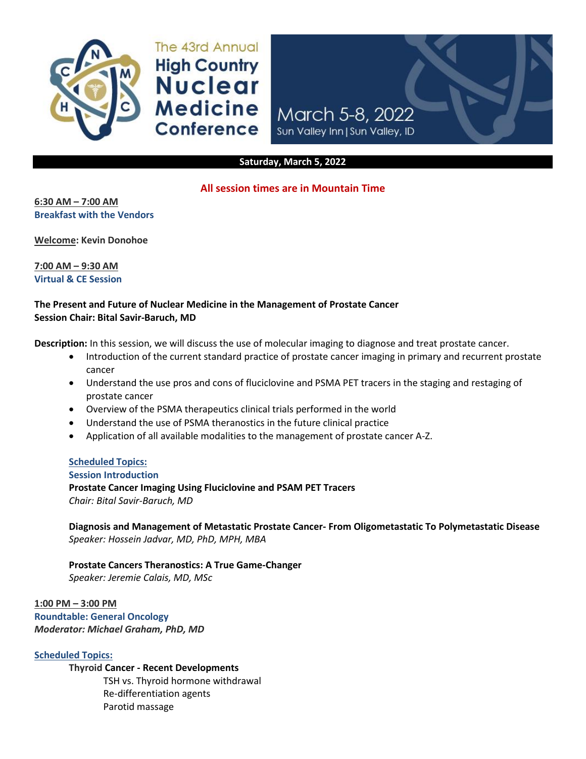# The 43rd Annual High Country Nuclear Medicine Conference

March 5-8, 2022
Sun Valley Inn | Sun Valley, ID

## Saturday, March 5, 2022

**All session times are in Mountain Time**

**6:30 AM – 7:00 AM**
**Breakfast with the Vendors**

**Welcome: Kevin Donohoe**

**7:00 AM – 9:30 AM**
**Virtual & CE Session**

**The Present and Future of Nuclear Medicine in the Management of Prostate Cancer**
**Session Chair: Bital Savir-Baruch, MD**

**Description:** In this session, we will discuss the use of molecular imaging to diagnose and treat prostate cancer.

- Introduction of the current standard practice of prostate cancer imaging in primary and recurrent prostate cancer
- Understand the use pros and cons of fluciclovine and PSMA PET tracers in the staging and restaging of prostate cancer
- Overview of the PSMA therapeutics clinical trials performed in the world
- Understand the use of PSMA theranostics in the future clinical practice
- Application of all available modalities to the management of prostate cancer A-Z.

**Scheduled Topics:**
**Session Introduction**
**Prostate Cancer Imaging Using Fluciclovine and PSAM PET Tracers**
*Chair: Bital Savir-Baruch, MD*

**Diagnosis and Management of Metastatic Prostate Cancer- From Oligometastatic To Polymetastatic Disease**
*Speaker: Hossein Jadvar, MD, PhD, MPH, MBA*

**Prostate Cancers Theranostics: A True Game-Changer**
*Speaker: Jeremie Calais, MD, MSc*

**1:00 PM – 3:00 PM**
**Roundtable: General Oncology**
***Moderator: Michael Graham, PhD, MD***

**Scheduled Topics:**

**Thyroid Cancer - Recent Developments**
- TSH vs. Thyroid hormone withdrawal
- Re-differentiation agents
- Parotid massage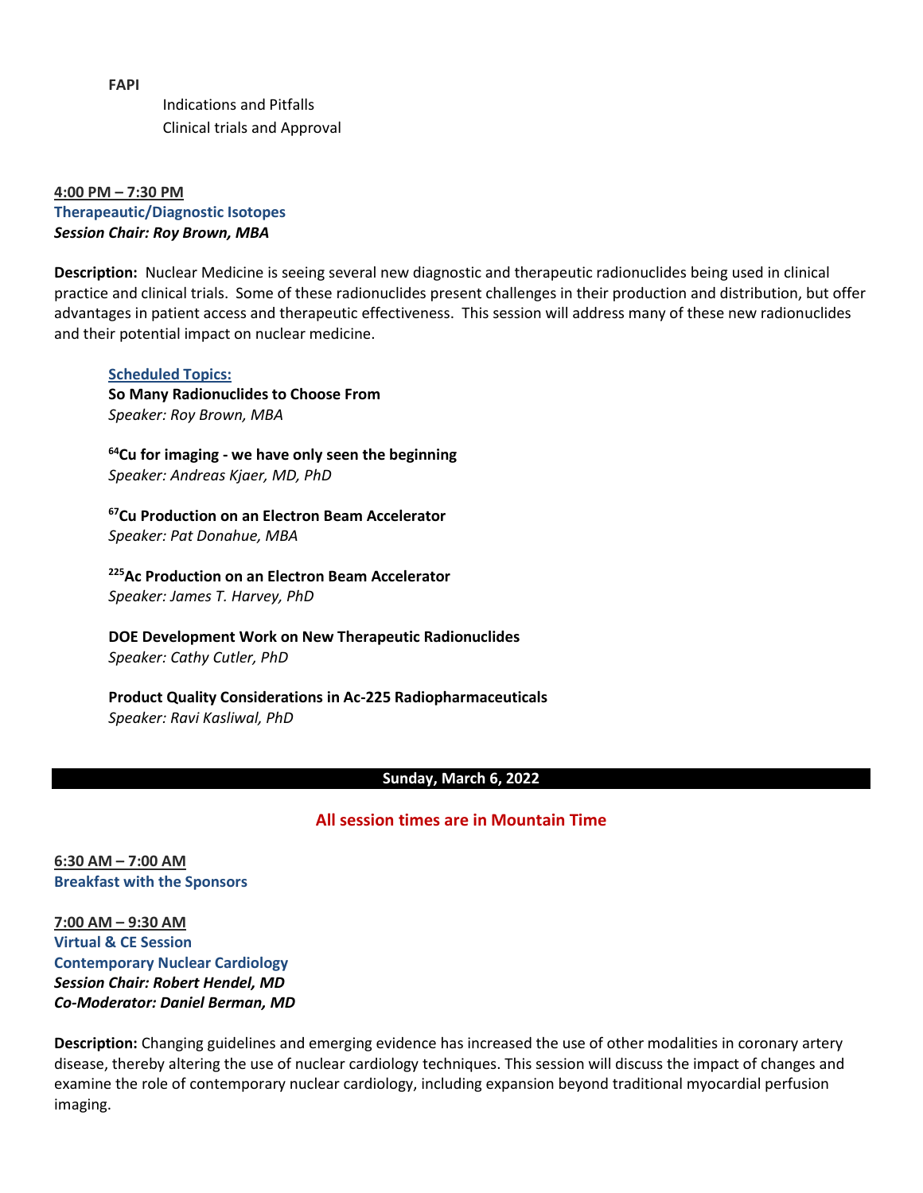**FAPI**

Indications and Pitfalls

Clinical trials and Approval

**4:00 PM – 7:30 PM**

**Therapeautic/Diagnostic Isotopes**

***Session Chair: Roy Brown, MBA***

**Description:** Nuclear Medicine is seeing several new diagnostic and therapeutic radionuclides being used in clinical practice and clinical trials. Some of these radionuclides present challenges in their production and distribution, but offer advantages in patient access and therapeutic effectiveness. This session will address many of these new radionuclides and their potential impact on nuclear medicine.

**Scheduled Topics:**

**So Many Radionuclides to Choose From**
*Speaker: Roy Brown, MBA*

**$^{64}$Cu for imaging - we have only seen the beginning**
*Speaker: Andreas Kjaer, MD, PhD*

**$^{67}$Cu Production on an Electron Beam Accelerator**
*Speaker: Pat Donahue, MBA*

**$^{225}$Ac Production on an Electron Beam Accelerator**
*Speaker: James T. Harvey, PhD*

**DOE Development Work on New Therapeutic Radionuclides**
*Speaker: Cathy Cutler, PhD*

**Product Quality Considerations in Ac-225 Radiopharmaceuticals**
*Speaker: Ravi Kasliwal, PhD*

## Sunday, March 6, 2022

**All session times are in Mountain Time**

**6:30 AM – 7:00 AM**

**Breakfast with the Sponsors**

**7:00 AM – 9:30 AM**

**Virtual & CE Session**

**Contemporary Nuclear Cardiology**

***Session Chair: Robert Hendel, MD***

***Co-Moderator: Daniel Berman, MD***

**Description:** Changing guidelines and emerging evidence has increased the use of other modalities in coronary artery disease, thereby altering the use of nuclear cardiology techniques. This session will discuss the impact of changes and examine the role of contemporary nuclear cardiology, including expansion beyond traditional myocardial perfusion imaging.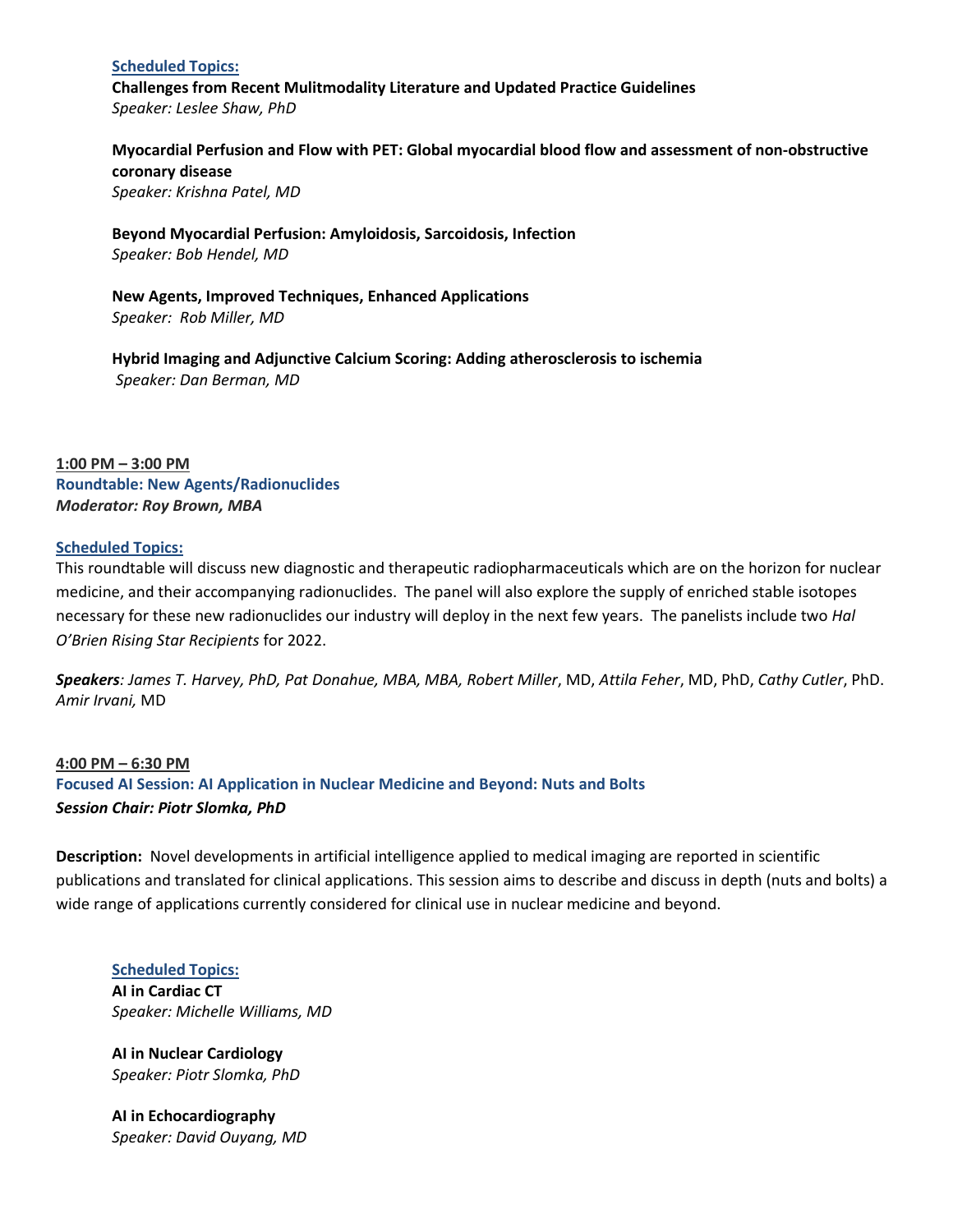**Scheduled Topics:**

**Challenges from Recent Mulitmodality Literature and Updated Practice Guidelines**
*Speaker: Leslee Shaw, PhD*

**Myocardial Perfusion and Flow with PET: Global myocardial blood flow and assessment of non-obstructive coronary disease**
*Speaker: Krishna Patel, MD*

**Beyond Myocardial Perfusion: Amyloidosis, Sarcoidosis, Infection**
*Speaker: Bob Hendel, MD*

**New Agents, Improved Techniques, Enhanced Applications**
*Speaker: Rob Miller, MD*

**Hybrid Imaging and Adjunctive Calcium Scoring: Adding atherosclerosis to ischemia**
*Speaker: Dan Berman, MD*

**1:00 PM – 3:00 PM**
**Roundtable: New Agents/Radionuclides**
***Moderator: Roy Brown, MBA***

**Scheduled Topics:**

This roundtable will discuss new diagnostic and therapeutic radiopharmaceuticals which are on the horizon for nuclear medicine, and their accompanying radionuclides. The panel will also explore the supply of enriched stable isotopes necessary for these new radionuclides our industry will deploy in the next few years. The panelists include two *Hal O'Brien Rising Star Recipients* for 2022.

***Speakers****: James T. Harvey, PhD, Pat Donahue, MBA, MBA, Robert Miller*, MD, *Attila Feher*, MD, PhD, *Cathy Cutler*, PhD. *Amir Irvani,* MD

**4:00 PM – 6:30 PM**
**Focused AI Session: AI Application in Nuclear Medicine and Beyond: Nuts and Bolts**
***Session Chair: Piotr Slomka, PhD***

**Description:** Novel developments in artificial intelligence applied to medical imaging are reported in scientific publications and translated for clinical applications. This session aims to describe and discuss in depth (nuts and bolts) a wide range of applications currently considered for clinical use in nuclear medicine and beyond.

**Scheduled Topics:**

**AI in Cardiac CT**
*Speaker: Michelle Williams, MD*

**AI in Nuclear Cardiology**
*Speaker: Piotr Slomka, PhD*

**AI in Echocardiography**
*Speaker: David Ouyang, MD*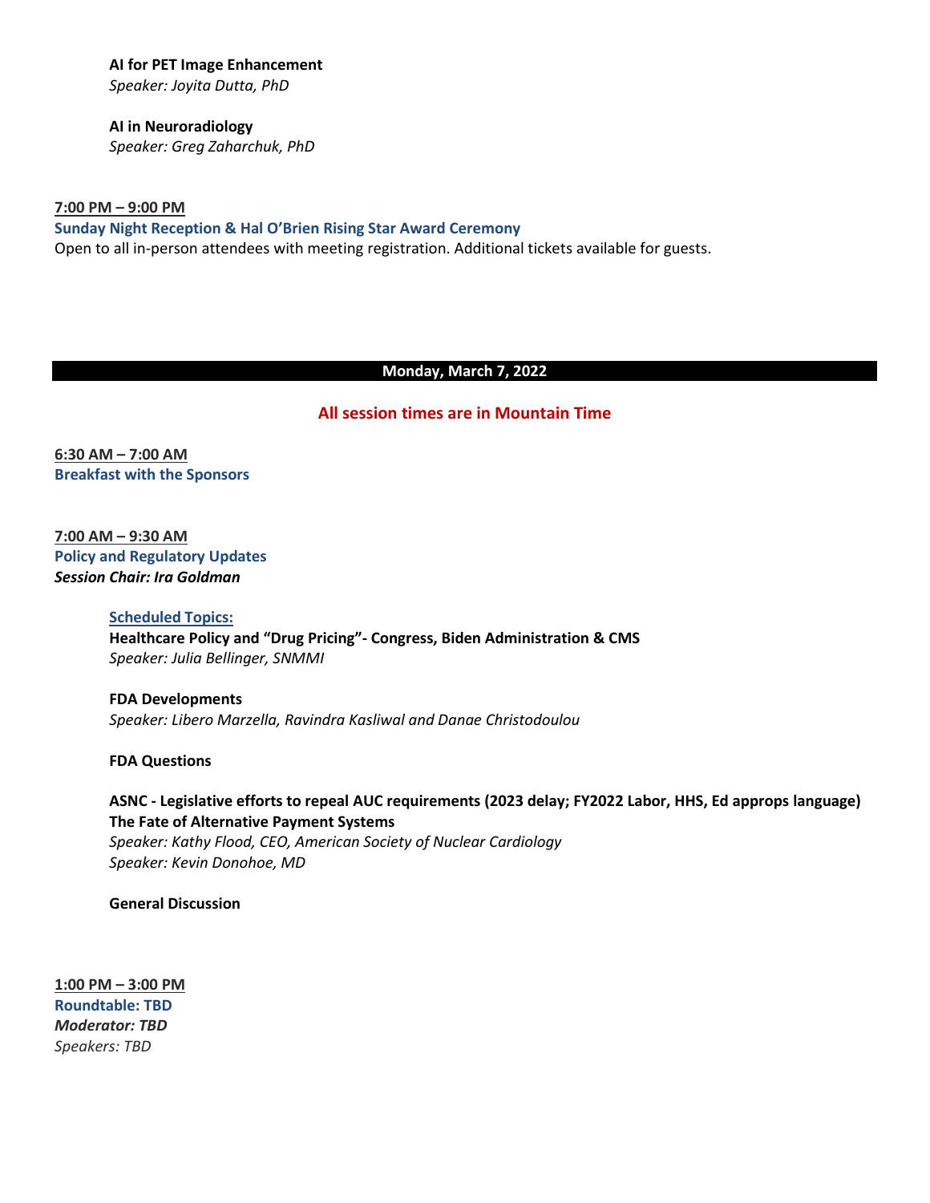**AI for PET Image Enhancement**
*Speaker: Joyita Dutta, PhD*

**AI in Neuroradiology**
*Speaker: Greg Zaharchuk, PhD*

**7:00 PM – 9:00 PM**
**Sunday Night Reception & Hal O'Brien Rising Star Award Ceremony**
Open to all in-person attendees with meeting registration. Additional tickets available for guests.

## Monday, March 7, 2022

**All session times are in Mountain Time**

**6:30 AM – 7:00 AM**
**Breakfast with the Sponsors**

**7:00 AM – 9:30 AM**
**Policy and Regulatory Updates**
***Session Chair: Ira Goldman***

**Scheduled Topics:**

**Healthcare Policy and "Drug Pricing"- Congress, Biden Administration & CMS**
*Speaker: Julia Bellinger, SNMMI*

**FDA Developments**
*Speaker: Libero Marzella, Ravindra Kasliwal and Danae Christodoulou*

**FDA Questions**

**ASNC - Legislative efforts to repeal AUC requirements (2023 delay; FY2022 Labor, HHS, Ed approps language)**
**The Fate of Alternative Payment Systems**
*Speaker: Kathy Flood, CEO, American Society of Nuclear Cardiology*
*Speaker: Kevin Donohoe, MD*

**General Discussion**

**1:00 PM – 3:00 PM**
**Roundtable: TBD**
***Moderator: TBD***
*Speakers: TBD*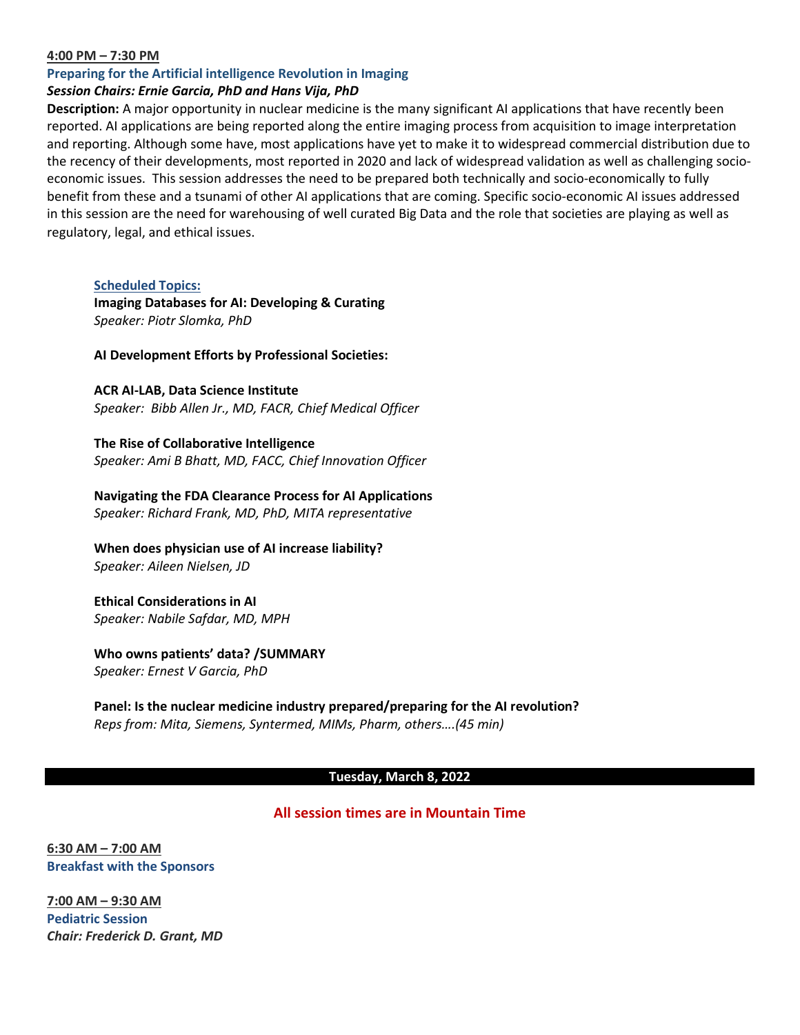**4:00 PM – 7:30 PM**

### Preparing for the Artificial intelligence Revolution in Imaging

***Session Chairs: Ernie Garcia, PhD and Hans Vija, PhD***

**Description:** A major opportunity in nuclear medicine is the many significant AI applications that have recently been reported. AI applications are being reported along the entire imaging process from acquisition to image interpretation and reporting. Although some have, most applications have yet to make it to widespread commercial distribution due to the recency of their developments, most reported in 2020 and lack of widespread validation as well as challenging socio-economic issues. This session addresses the need to be prepared both technically and socio-economically to fully benefit from these and a tsunami of other AI applications that are coming. Specific socio-economic AI issues addressed in this session are the need for warehousing of well curated Big Data and the role that societies are playing as well as regulatory, legal, and ethical issues.

**Scheduled Topics:**

**Imaging Databases for AI: Developing & Curating**
*Speaker: Piotr Slomka, PhD*

**AI Development Efforts by Professional Societies:**

**ACR AI-LAB, Data Science Institute**
*Speaker: Bibb Allen Jr., MD, FACR, Chief Medical Officer*

**The Rise of Collaborative Intelligence**
*Speaker: Ami B Bhatt, MD, FACC, Chief Innovation Officer*

**Navigating the FDA Clearance Process for AI Applications**
*Speaker: Richard Frank, MD, PhD, MITA representative*

**When does physician use of AI increase liability?**
*Speaker: Aileen Nielsen, JD*

**Ethical Considerations in AI**
*Speaker: Nabile Safdar, MD, MPH*

**Who owns patients' data? /SUMMARY**
*Speaker: Ernest V Garcia, PhD*

**Panel: Is the nuclear medicine industry prepared/preparing for the AI revolution?**
*Reps from: Mita, Siemens, Syntermed, MIMs, Pharm, others….(45 min)*

## Tuesday, March 8, 2022

**All session times are in Mountain Time**

**6:30 AM – 7:00 AM**

### Breakfast with the Sponsors

**7:00 AM – 9:30 AM**

### Pediatric Session

***Chair: Frederick D. Grant, MD***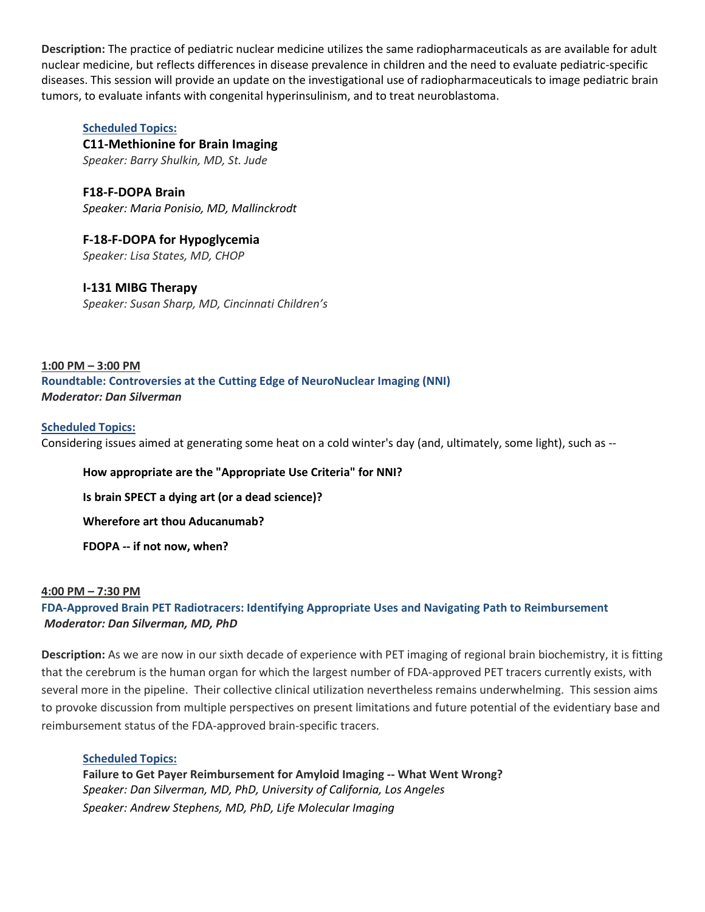**Description:** The practice of pediatric nuclear medicine utilizes the same radiopharmaceuticals as are available for adult nuclear medicine, but reflects differences in disease prevalence in children and the need to evaluate pediatric-specific diseases. This session will provide an update on the investigational use of radiopharmaceuticals to image pediatric brain tumors, to evaluate infants with congenital hyperinsulinism, and to treat neuroblastoma.

**Scheduled Topics:**

**C11-Methionine for Brain Imaging**
*Speaker: Barry Shulkin, MD, St. Jude*

**F18-F-DOPA Brain**
*Speaker: Maria Ponisio, MD, Mallinckrodt*

**F-18-F-DOPA for Hypoglycemia**
*Speaker: Lisa States, MD, CHOP*

**I-131 MIBG Therapy**
*Speaker: Susan Sharp, MD, Cincinnati Children's*

**1:00 PM – 3:00 PM**

**Roundtable: Controversies at the Cutting Edge of NeuroNuclear Imaging (NNI)**
***Moderator: Dan Silverman***

**Scheduled Topics:**

Considering issues aimed at generating some heat on a cold winter's day (and, ultimately, some light), such as --

**How appropriate are the "Appropriate Use Criteria" for NNI?**

**Is brain SPECT a dying art (or a dead science)?**

**Wherefore art thou Aducanumab?**

**FDOPA -- if not now, when?**

**4:00 PM – 7:30 PM**

**FDA-Approved Brain PET Radiotracers: Identifying Appropriate Uses and Navigating Path to Reimbursement**
***Moderator: Dan Silverman, MD, PhD***

**Description:** As we are now in our sixth decade of experience with PET imaging of regional brain biochemistry, it is fitting that the cerebrum is the human organ for which the largest number of FDA-approved PET tracers currently exists, with several more in the pipeline. Their collective clinical utilization nevertheless remains underwhelming. This session aims to provoke discussion from multiple perspectives on present limitations and future potential of the evidentiary base and reimbursement status of the FDA-approved brain-specific tracers.

**Scheduled Topics:**

**Failure to Get Payer Reimbursement for Amyloid Imaging -- What Went Wrong?**
*Speaker: Dan Silverman, MD, PhD, University of California, Los Angeles*
*Speaker: Andrew Stephens, MD, PhD, Life Molecular Imaging*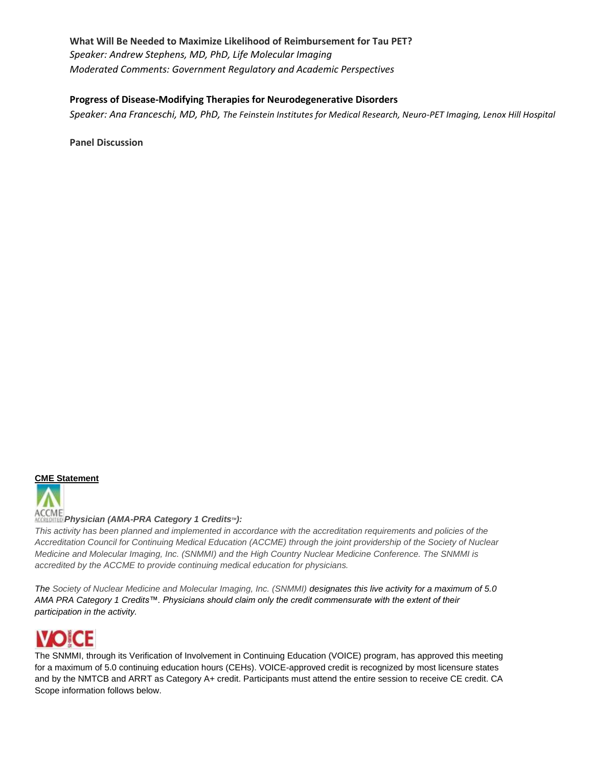**What Will Be Needed to Maximize Likelihood of Reimbursement for Tau PET?**

*Speaker: Andrew Stephens, MD, PhD, Life Molecular Imaging*

*Moderated Comments: Government Regulatory and Academic Perspectives*

**Progress of Disease-Modifying Therapies for Neurodegenerative Disorders**

*Speaker: Ana Franceschi, MD, PhD, The Feinstein Institutes for Medical Research, Neuro-PET Imaging, Lenox Hill Hospital*

**Panel Discussion**

**CME Statement**

ACCME ACCREDITED ***Physician (AMA-PRA Category 1 Credits™):***

*This activity has been planned and implemented in accordance with the accreditation requirements and policies of the Accreditation Council for Continuing Medical Education (ACCME) through the joint providership of the Society of Nuclear Medicine and Molecular Imaging, Inc. (SNMMI) and the High Country Nuclear Medicine Conference. The SNMMI is accredited by the ACCME to provide continuing medical education for physicians.*

*The Society of Nuclear Medicine and Molecular Imaging, Inc. (SNMMI) designates this live activity for a maximum of 5.0 AMA PRA Category 1 Credits™. Physicians should claim only the credit commensurate with the extent of their participation in the activity.*

VOICE

The SNMMI, through its Verification of Involvement in Continuing Education (VOICE) program, has approved this meeting for a maximum of 5.0 continuing education hours (CEHs). VOICE-approved credit is recognized by most licensure states and by the NMTCB and ARRT as Category A+ credit. Participants must attend the entire session to receive CE credit. CA Scope information follows below.